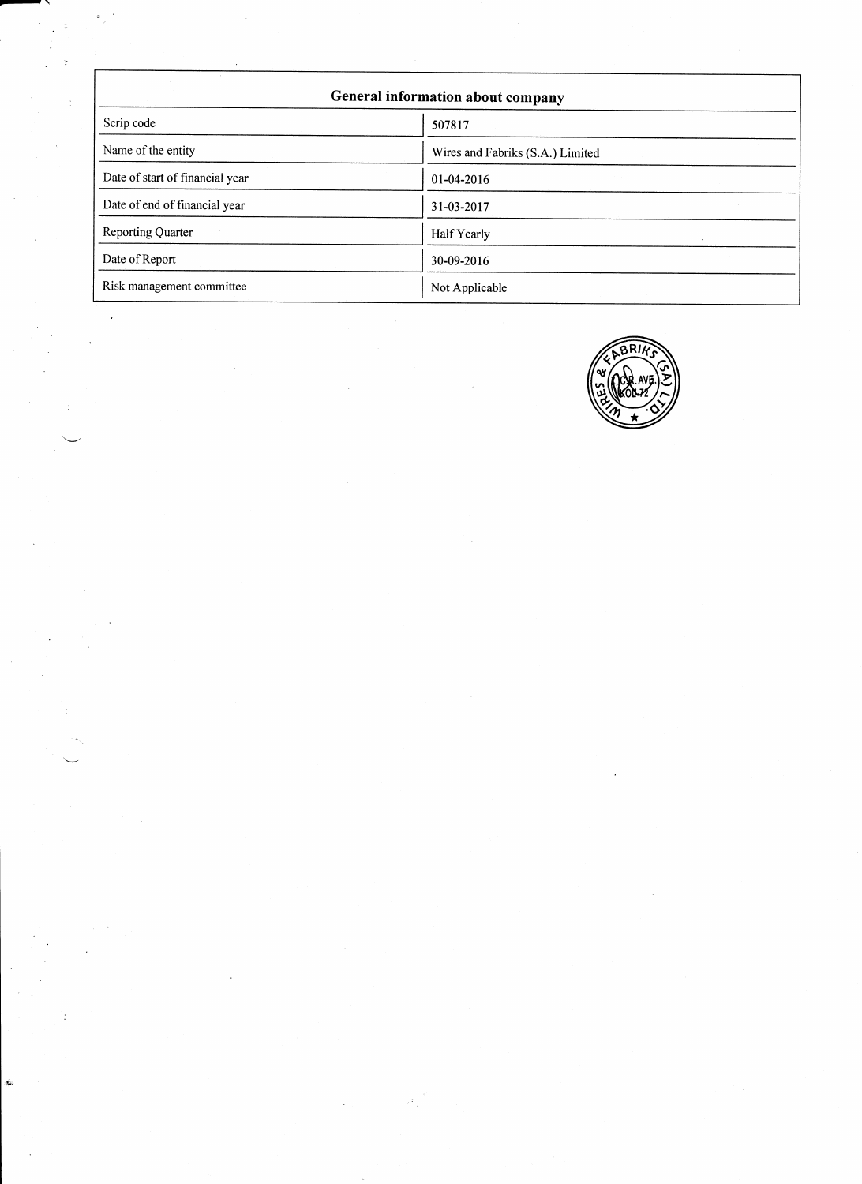| General information about company | |
| --- | --- |
| Scrip code | 507817 |
| Name of the entity | Wires and Fabriks (S.A.) Limited |
| Date of start of financial year | 01-04-2016 |
| Date of end of financial year | 31-03-2017 |
| Reporting Quarter | Half Yearly |
| Date of Report | 30-09-2016 |
| Risk management committee | Not Applicable |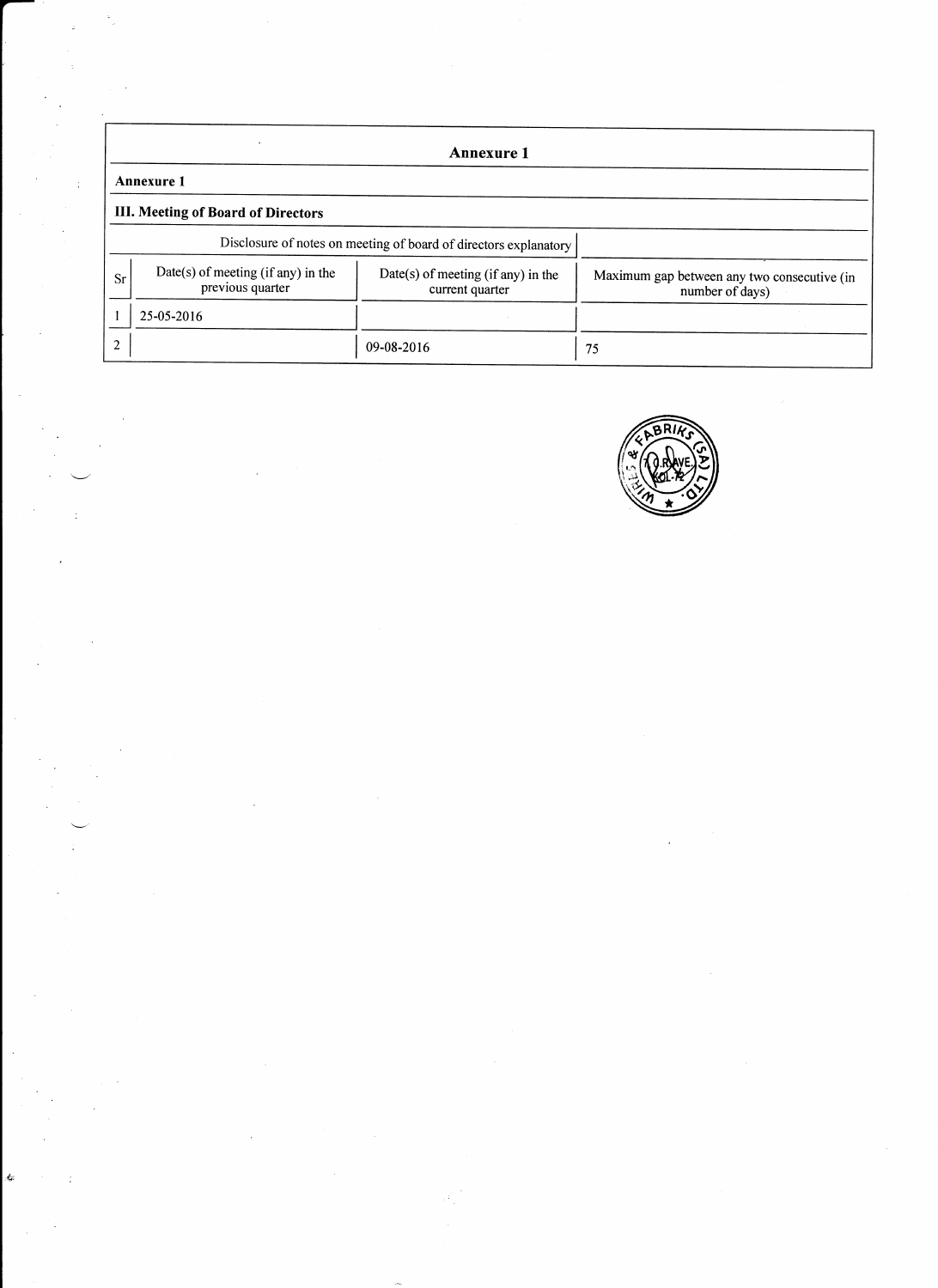# Annexure 1

## Annexure 1

### III. Meeting of Board of Directors

Disclosure of notes on meeting of board of directors explanatory

| Sr | Date(s) of meeting (if any) in the previous quarter | Date(s) of meeting (if any) in the current quarter | Maximum gap between any two consecutive (in number of days) |
|---|---|---|---|
| 1 | 25-05-2016 | | |
| 2 | | 09-08-2016 | 75 |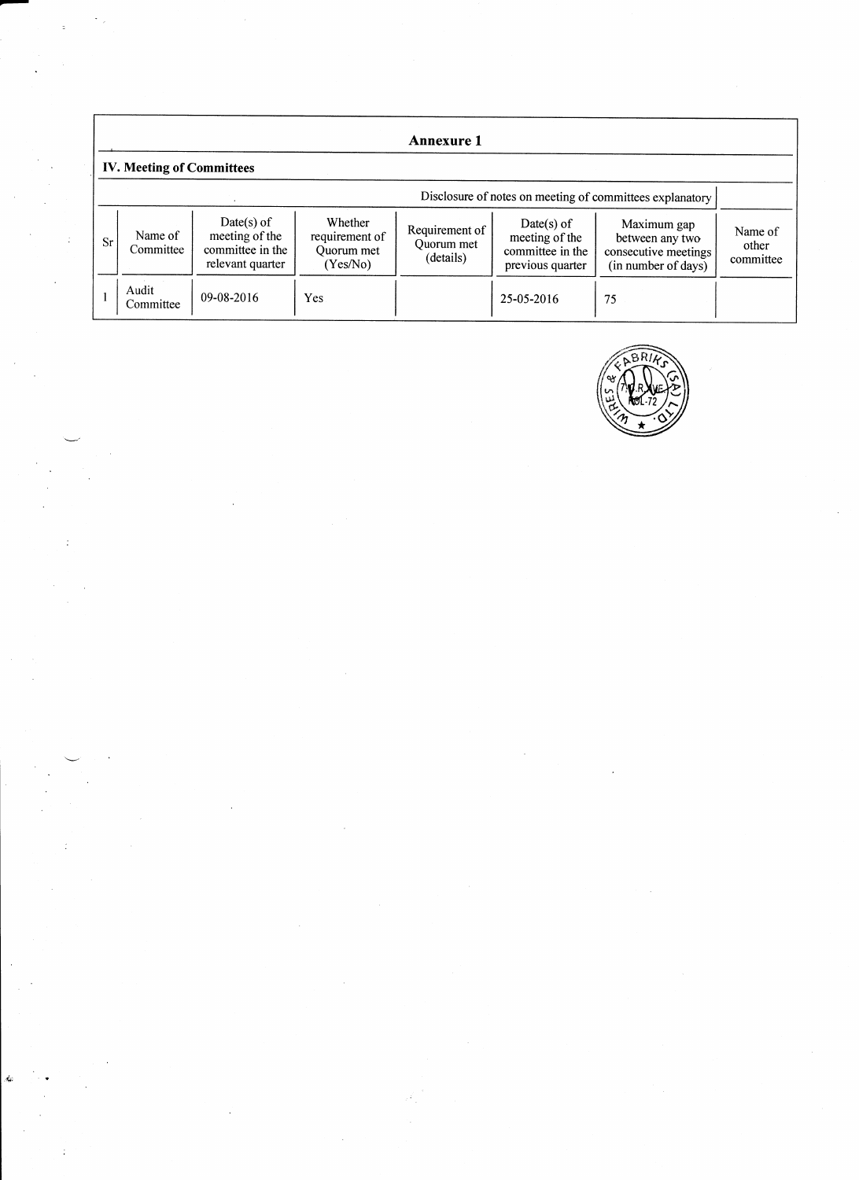## Annexure 1

### IV. Meeting of Committees

Disclosure of notes on meeting of committees explanatory

| Sr | Name of Committee | Date(s) of meeting of the committee in the relevant quarter | Whether requirement of Quorum met (Yes/No) | Requirement of Quorum met (details) | Date(s) of meeting of the committee in the previous quarter | Maximum gap between any two consecutive meetings (in number of days) | Name of other committee |
|---|---|---|---|---|---|---|---|
| 1 | Audit Committee | 09-08-2016 | Yes | | 25-05-2016 | 75 | |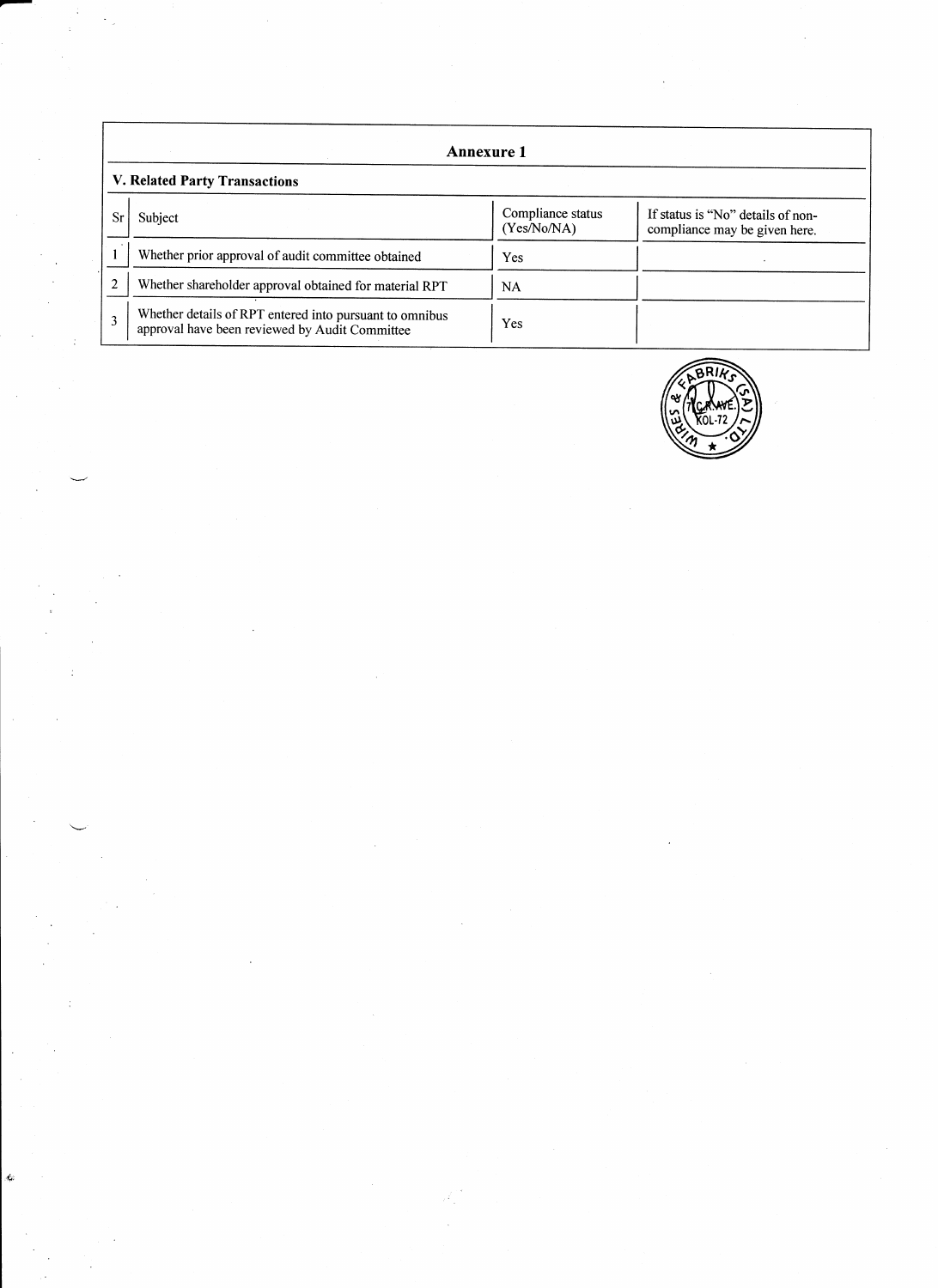## Annexure 1

### V. Related Party Transactions

| Sr | Subject | Compliance status (Yes/No/NA) | If status is "No" details of non-compliance may be given here. |
|---|---|---|---|
| 1 | Whether prior approval of audit committee obtained | Yes | |
| 2 | Whether shareholder approval obtained for material RPT | NA | |
| 3 | Whether details of RPT entered into pursuant to omnibus approval have been reviewed by Audit Committee | Yes | |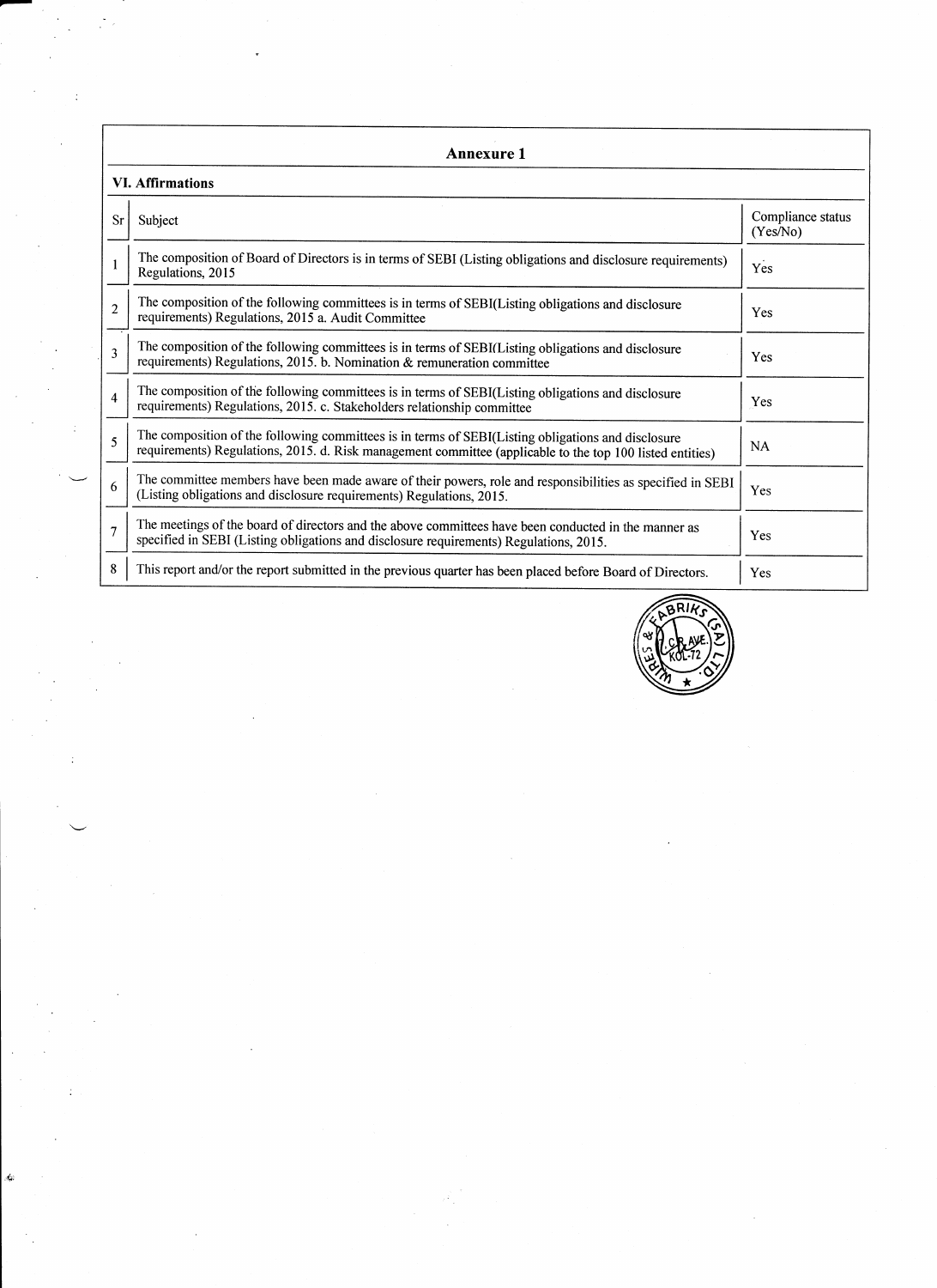## Annexure 1

### VI. Affirmations

| Sr | Subject | Compliance status (Yes/No) |
|---|---|---|
| 1 | The composition of Board of Directors is in terms of SEBI (Listing obligations and disclosure requirements) Regulations, 2015 | Yes |
| 2 | The composition of the following committees is in terms of SEBI(Listing obligations and disclosure requirements) Regulations, 2015 a. Audit Committee | Yes |
| 3 | The composition of the following committees is in terms of SEBI(Listing obligations and disclosure requirements) Regulations, 2015. b. Nomination & remuneration committee | Yes |
| 4 | The composition of the following committees is in terms of SEBI(Listing obligations and disclosure requirements) Regulations, 2015. c. Stakeholders relationship committee | Yes |
| 5 | The composition of the following committees is in terms of SEBI(Listing obligations and disclosure requirements) Regulations, 2015. d. Risk management committee (applicable to the top 100 listed entities) | NA |
| 6 | The committee members have been made aware of their powers, role and responsibilities as specified in SEBI (Listing obligations and disclosure requirements) Regulations, 2015. | Yes |
| 7 | The meetings of the board of directors and the above committees have been conducted in the manner as specified in SEBI (Listing obligations and disclosure requirements) Regulations, 2015. | Yes |
| 8 | This report and/or the report submitted in the previous quarter has been placed before Board of Directors. | Yes |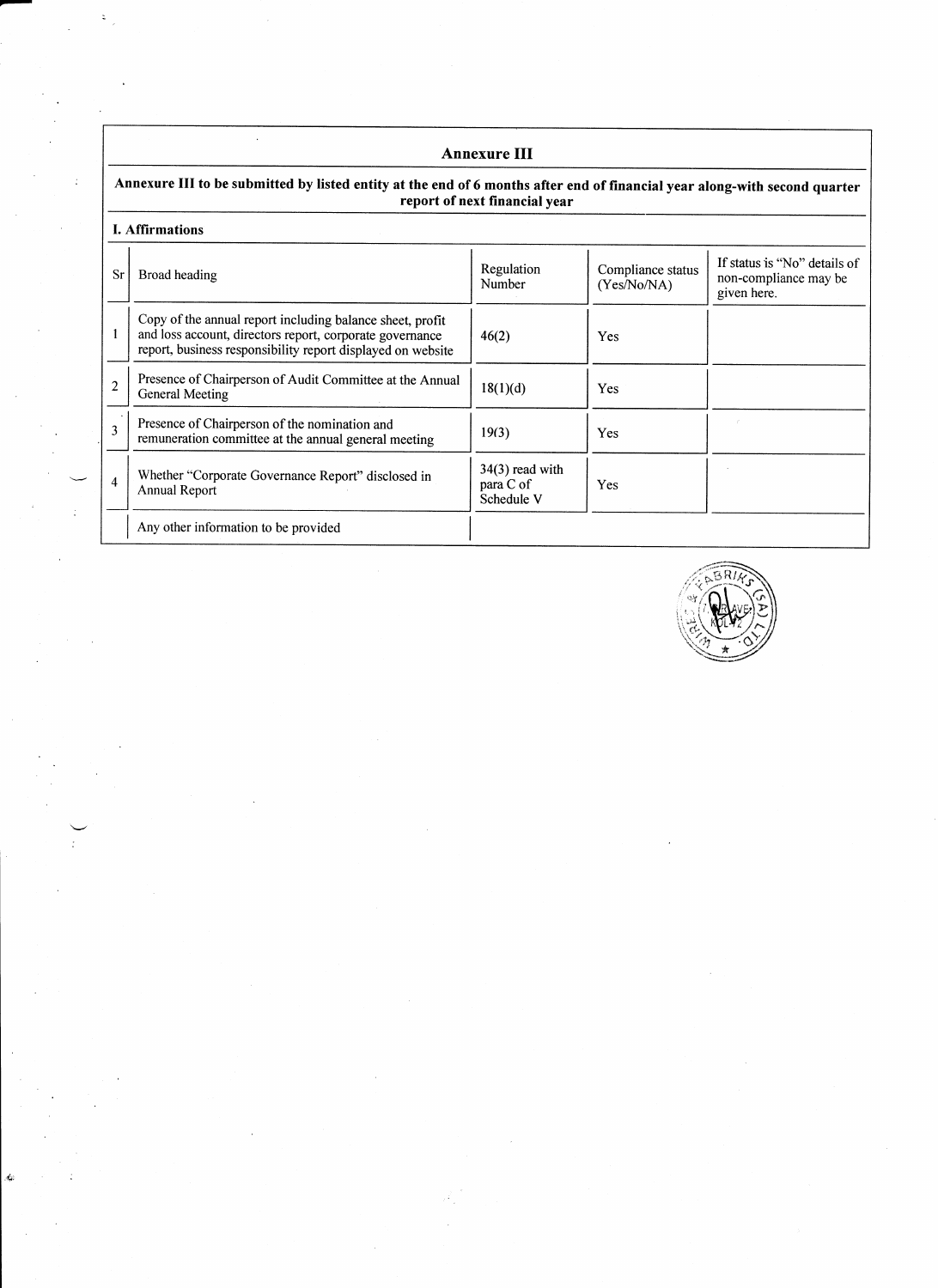## Annexure III

**Annexure III to be submitted by listed entity at the end of 6 months after end of financial year along-with second quarter report of next financial year**

**I. Affirmations**

| Sr | Broad heading | Regulation Number | Compliance status (Yes/No/NA) | If status is "No" details of non-compliance may be given here. |
|---|---|---|---|---|
| 1 | Copy of the annual report including balance sheet, profit and loss account, directors report, corporate governance report, business responsibility report displayed on website | 46(2) | Yes | |
| 2 | Presence of Chairperson of Audit Committee at the Annual General Meeting | 18(1)(d) | Yes | |
| 3 | Presence of Chairperson of the nomination and remuneration committee at the annual general meeting | 19(3) | Yes | |
| 4 | Whether "Corporate Governance Report" disclosed in Annual Report | 34(3) read with para C of Schedule V | Yes | |
| | Any other information to be provided | | | |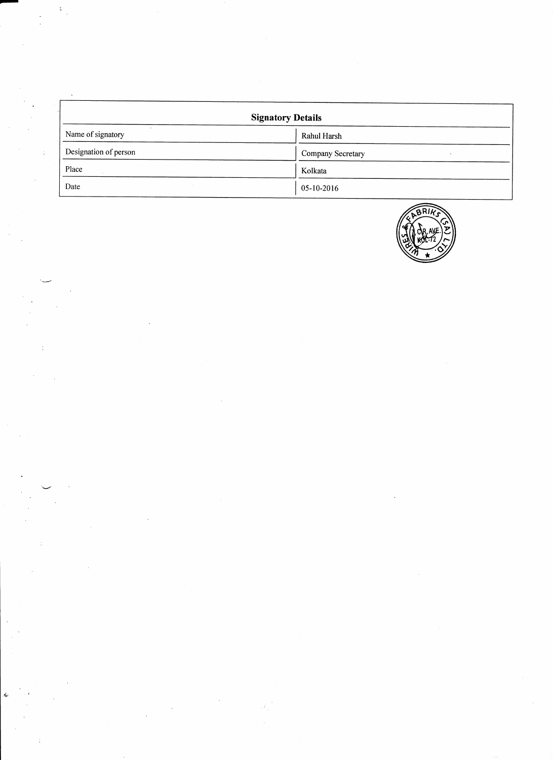| Signatory Details | |
| --- | --- |
| Name of signatory | Rahul Harsh |
| Designation of person | Company Secretary |
| Place | Kolkata |
| Date | 05-10-2016 |